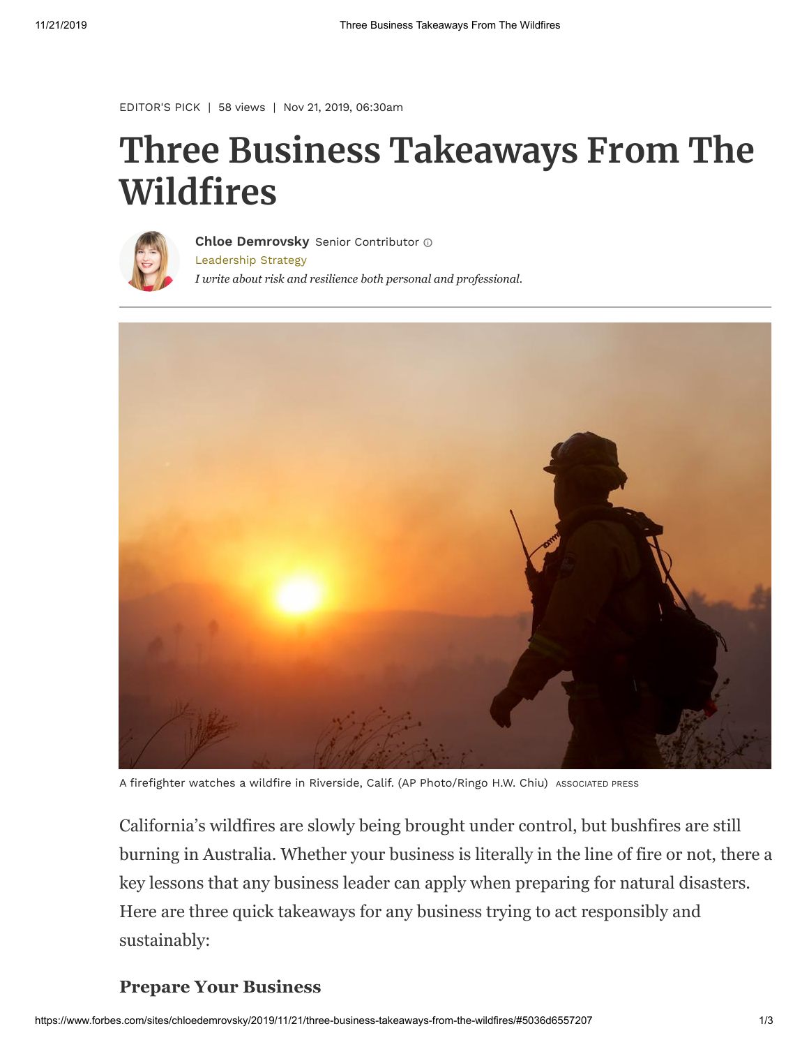EDITOR'S PICK | 58 views | Nov 21, 2019, 06:30am

# Three Business Takeaways From The Wildfires

**Chloe Demrovsky** Senior Contributor

Leadership Strategy

*I write about risk and resilience both personal and professional.*

A firefighter watches a wildfire in Riverside, Calif. (AP Photo/Ringo H.W. Chiu) ASSOCIATED PRESS

California's wildfires are slowly being brought under control, but bushfires are still burning in Australia. Whether your business is literally in the line of fire or not, there a key lessons that any business leader can apply when preparing for natural disasters. Here are three quick takeaways for any business trying to act responsibly and sustainably:

## Prepare Your Business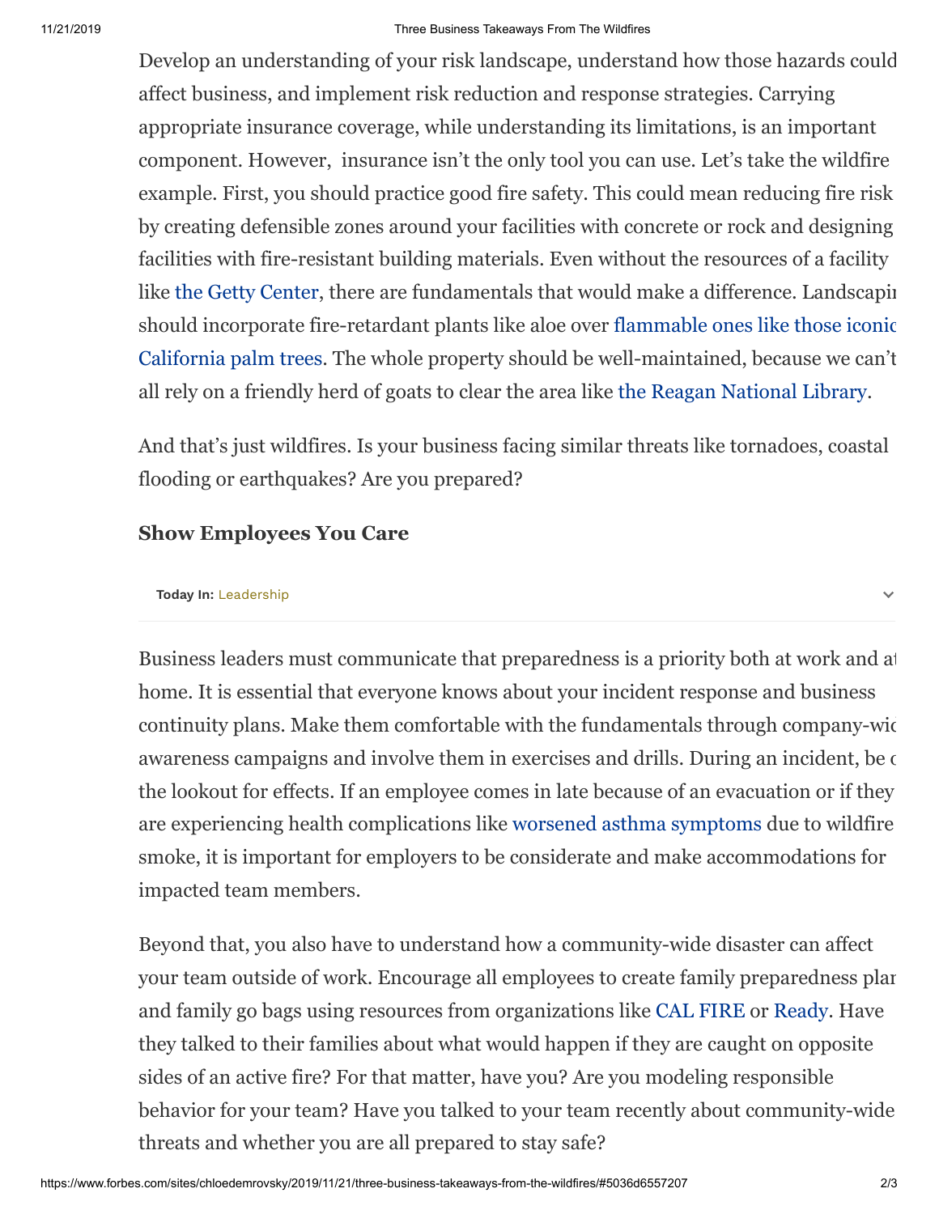Develop an understanding of your risk landscape, understand how those hazards could affect business, and implement risk reduction and response strategies. Carrying appropriate insurance coverage, while understanding its limitations, is an important component. However, insurance isn't the only tool you can use. Let's take the wildfire example. First, you should practice good fire safety. This could mean reducing fire risk by creating defensible zones around your facilities with concrete or rock and designing facilities with fire-resistant building materials. Even without the resources of a facility like the Getty Center, there are fundamentals that would make a difference. Landscaping should incorporate fire-retardant plants like aloe over flammable ones like those iconic California palm trees. The whole property should be well-maintained, because we can't all rely on a friendly herd of goats to clear the area like the Reagan National Library.

And that's just wildfires. Is your business facing similar threats like tornadoes, coastal flooding or earthquakes? Are you prepared?

### Show Employees You Care

**Today In:** Leadership

Business leaders must communicate that preparedness is a priority both at work and at home. It is essential that everyone knows about your incident response and business continuity plans. Make them comfortable with the fundamentals through company-wide awareness campaigns and involve them in exercises and drills. During an incident, be on the lookout for effects. If an employee comes in late because of an evacuation or if they are experiencing health complications like worsened asthma symptoms due to wildfire smoke, it is important for employers to be considerate and make accommodations for impacted team members.

Beyond that, you also have to understand how a community-wide disaster can affect your team outside of work. Encourage all employees to create family preparedness plans and family go bags using resources from organizations like CAL FIRE or Ready. Have they talked to their families about what would happen if they are caught on opposite sides of an active fire? For that matter, have you? Are you modeling responsible behavior for your team? Have you talked to your team recently about community-wide threats and whether you are all prepared to stay safe?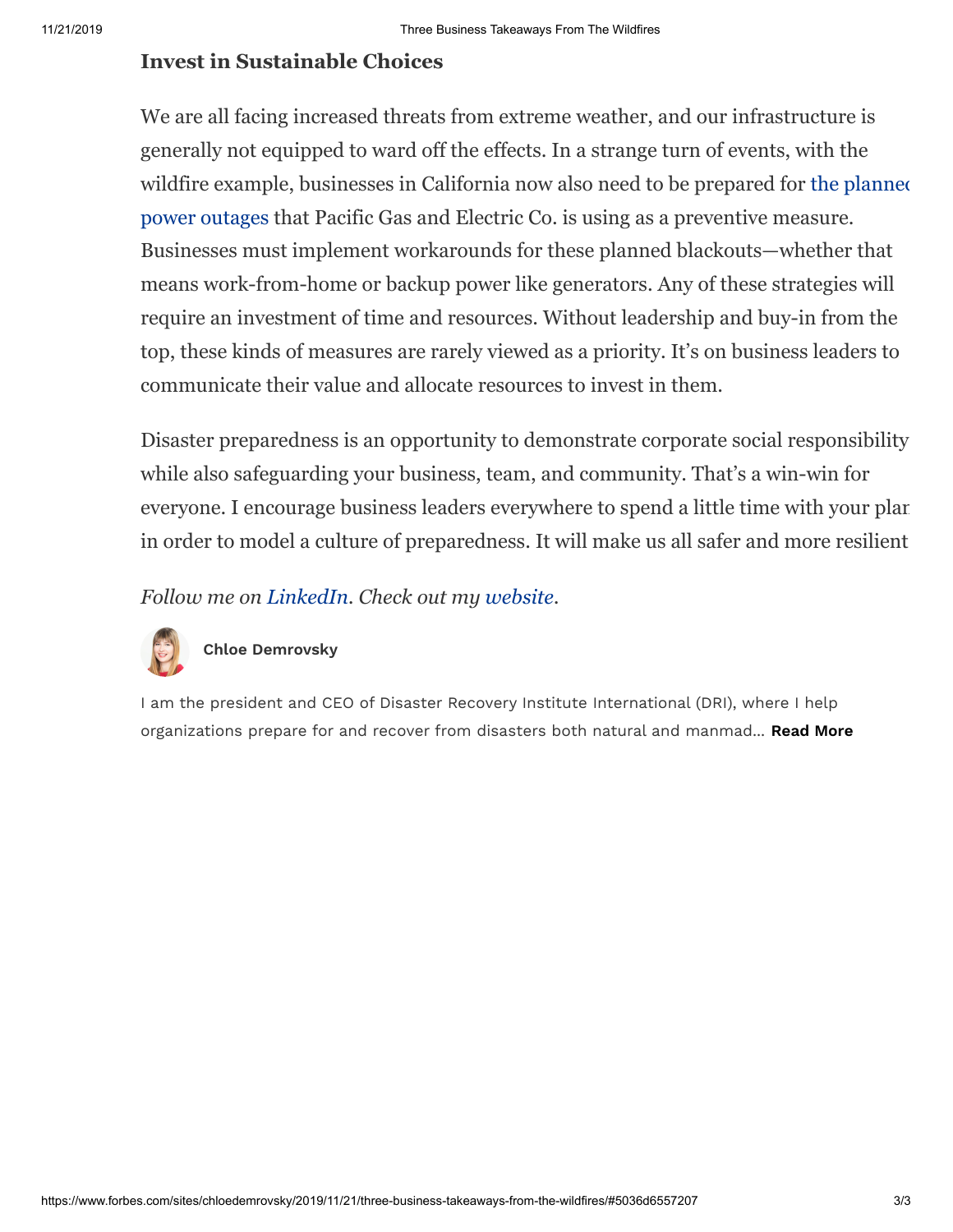### Invest in Sustainable Choices

We are all facing increased threats from extreme weather, and our infrastructure is generally not equipped to ward off the effects. In a strange turn of events, with the wildfire example, businesses in California now also need to be prepared for the planned power outages that Pacific Gas and Electric Co. is using as a preventive measure. Businesses must implement workarounds for these planned blackouts—whether that means work-from-home or backup power like generators. Any of these strategies will require an investment of time and resources. Without leadership and buy-in from the top, these kinds of measures are rarely viewed as a priority. It's on business leaders to communicate their value and allocate resources to invest in them.

Disaster preparedness is an opportunity to demonstrate corporate social responsibility while also safeguarding your business, team, and community. That's a win-win for everyone. I encourage business leaders everywhere to spend a little time with your plan in order to model a culture of preparedness. It will make us all safer and more resilient.

*Follow me on LinkedIn. Check out my website.*

**Chloe Demrovsky**

I am the president and CEO of Disaster Recovery Institute International (DRI), where I help organizations prepare for and recover from disasters both natural and manmad... **Read More**